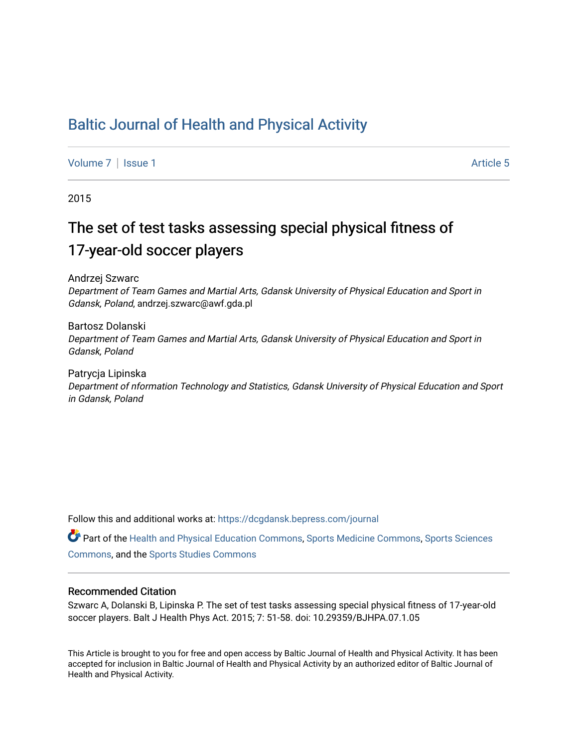# Baltic Journal of Health and Physical Activity

Volume 7 | Issue 1 Article 5

2015

## The set of test tasks assessing special physical fitness of 17-year-old soccer players

Andrzej Szwarc
*Department of Team Games and Martial Arts, Gdansk University of Physical Education and Sport in Gdansk, Poland*, andrzej.szwarc@awf.gda.pl

Bartosz Dolanski
*Department of Team Games and Martial Arts, Gdansk University of Physical Education and Sport in Gdansk, Poland*

Patrycja Lipinska
*Department of nformation Technology and Statistics, Gdansk University of Physical Education and Sport in Gdansk, Poland*

Follow this and additional works at: https://dcgdansk.bepress.com/journal

Part of the Health and Physical Education Commons, Sports Medicine Commons, Sports Sciences Commons, and the Sports Studies Commons

### Recommended Citation

Szwarc A, Dolanski B, Lipinska P. The set of test tasks assessing special physical fitness of 17-year-old soccer players. Balt J Health Phys Act. 2015; 7: 51-58. doi: 10.29359/BJHPA.07.1.05

This Article is brought to you for free and open access by Baltic Journal of Health and Physical Activity. It has been accepted for inclusion in Baltic Journal of Health and Physical Activity by an authorized editor of Baltic Journal of Health and Physical Activity.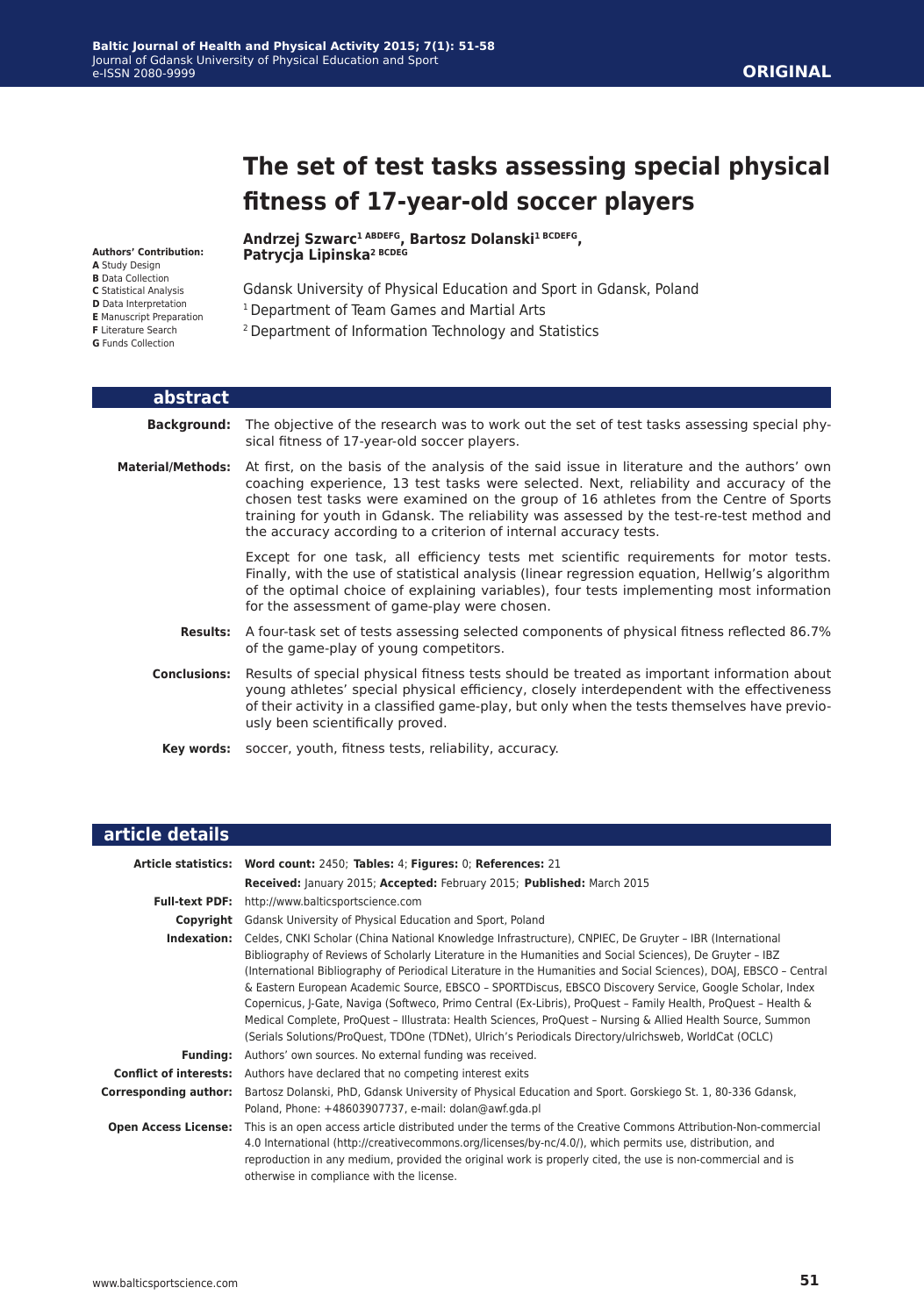# The set of test tasks assessing special physical fitness of 17-year-old soccer players

**Andrzej Szwarc[1 ABDEFG], Bartosz Dolanski[1 BCDEFG], Patrycja Lipinska[2 BCDEG]**

**Authors' Contribution:**
**A** Study Design
**B** Data Collection
**C** Statistical Analysis
**D** Data Interpretation
**E** Manuscript Preparation
**F** Literature Search
**G** Funds Collection

Gdansk University of Physical Education and Sport in Gdansk, Poland
[1] Department of Team Games and Martial Arts
[2] Department of Information Technology and Statistics

## abstract

**Background:** The objective of the research was to work out the set of test tasks assessing special physical fitness of 17-year-old soccer players.

**Material/Methods:** At first, on the basis of the analysis of the said issue in literature and the authors' own coaching experience, 13 test tasks were selected. Next, reliability and accuracy of the chosen test tasks were examined on the group of 16 athletes from the Centre of Sports training for youth in Gdansk. The reliability was assessed by the test-re-test method and the accuracy according to a criterion of internal accuracy tests.

Except for one task, all efficiency tests met scientific requirements for motor tests. Finally, with the use of statistical analysis (linear regression equation, Hellwig's algorithm of the optimal choice of explaining variables), four tests implementing most information for the assessment of game-play were chosen.

**Results:** A four-task set of tests assessing selected components of physical fitness reflected 86.7% of the game-play of young competitors.

**Conclusions:** Results of special physical fitness tests should be treated as important information about young athletes' special physical efficiency, closely interdependent with the effectiveness of their activity in a classified game-play, but only when the tests themselves have previously been scientifically proved.

**Key words:** soccer, youth, fitness tests, reliability, accuracy.

## article details

**Article statistics:** **Word count:** 2450; **Tables:** 4; **Figures:** 0; **References:** 21

**Received:** January 2015; **Accepted:** February 2015; **Published:** March 2015

**Full-text PDF:** http://www.balticsportscience.com

**Copyright** Gdansk University of Physical Education and Sport, Poland

**Indexation:** Celdes, CNKI Scholar (China National Knowledge Infrastructure), CNPIEC, De Gruyter – IBR (International Bibliography of Reviews of Scholarly Literature in the Humanities and Social Sciences), De Gruyter – IBZ (International Bibliography of Periodical Literature in the Humanities and Social Sciences), DOAJ, EBSCO – Central & Eastern European Academic Source, EBSCO – SPORTDiscus, EBSCO Discovery Service, Google Scholar, Index Copernicus, J-Gate, Naviga (Softweco, Primo Central (Ex-Libris), ProQuest – Family Health, ProQuest – Health & Medical Complete, ProQuest – Illustrata: Health Sciences, ProQuest – Nursing & Allied Health Source, Summon (Serials Solutions/ProQuest, TDOne (TDNet), Ulrich's Periodicals Directory/ulrichsweb, WorldCat (OCLC)

**Funding:** Authors' own sources. No external funding was received.

**Conflict of interests:** Authors have declared that no competing interest exits

**Corresponding author:** Bartosz Dolanski, PhD, Gdansk University of Physical Education and Sport. Gorskiego St. 1, 80-336 Gdansk, Poland, Phone: +48603907737, e-mail: dolan@awf.gda.pl

**Open Access License:** This is an open access article distributed under the terms of the Creative Commons Attribution-Non-commercial 4.0 International (http://creativecommons.org/licenses/by-nc/4.0/), which permits use, distribution, and reproduction in any medium, provided the original work is properly cited, the use is non-commercial and is otherwise in compliance with the license.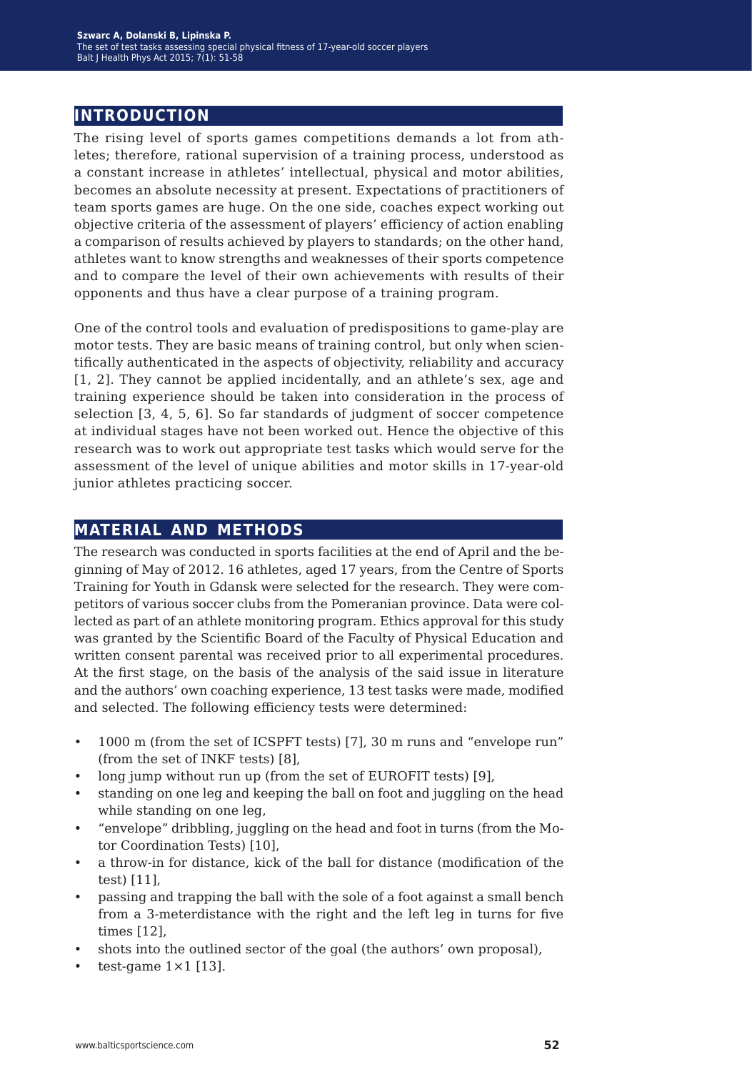## INTRODUCTION

The rising level of sports games competitions demands a lot from athletes; therefore, rational supervision of a training process, understood as a constant increase in athletes' intellectual, physical and motor abilities, becomes an absolute necessity at present. Expectations of practitioners of team sports games are huge. On the one side, coaches expect working out objective criteria of the assessment of players' efficiency of action enabling a comparison of results achieved by players to standards; on the other hand, athletes want to know strengths and weaknesses of their sports competence and to compare the level of their own achievements with results of their opponents and thus have a clear purpose of a training program.

One of the control tools and evaluation of predispositions to game-play are motor tests. They are basic means of training control, but only when scientifically authenticated in the aspects of objectivity, reliability and accuracy [1, 2]. They cannot be applied incidentally, and an athlete's sex, age and training experience should be taken into consideration in the process of selection [3, 4, 5, 6]. So far standards of judgment of soccer competence at individual stages have not been worked out. Hence the objective of this research was to work out appropriate test tasks which would serve for the assessment of the level of unique abilities and motor skills in 17-year-old junior athletes practicing soccer.

## MATERIAL AND METHODS

The research was conducted in sports facilities at the end of April and the beginning of May of 2012. 16 athletes, aged 17 years, from the Centre of Sports Training for Youth in Gdansk were selected for the research. They were competitors of various soccer clubs from the Pomeranian province. Data were collected as part of an athlete monitoring program. Ethics approval for this study was granted by the Scientific Board of the Faculty of Physical Education and written consent parental was received prior to all experimental procedures. At the first stage, on the basis of the analysis of the said issue in literature and the authors' own coaching experience, 13 test tasks were made, modified and selected. The following efficiency tests were determined:

- 1000 m (from the set of ICSPFT tests) [7], 30 m runs and "envelope run" (from the set of INKF tests) [8],
- long jump without run up (from the set of EUROFIT tests) [9],
- standing on one leg and keeping the ball on foot and juggling on the head while standing on one leg,
- "envelope" dribbling, juggling on the head and foot in turns (from the Motor Coordination Tests) [10],
- a throw-in for distance, kick of the ball for distance (modification of the test) [11],
- passing and trapping the ball with the sole of a foot against a small bench from a 3-meterdistance with the right and the left leg in turns for five times [12],
- shots into the outlined sector of the goal (the authors' own proposal),
- test-game 1×1 [13].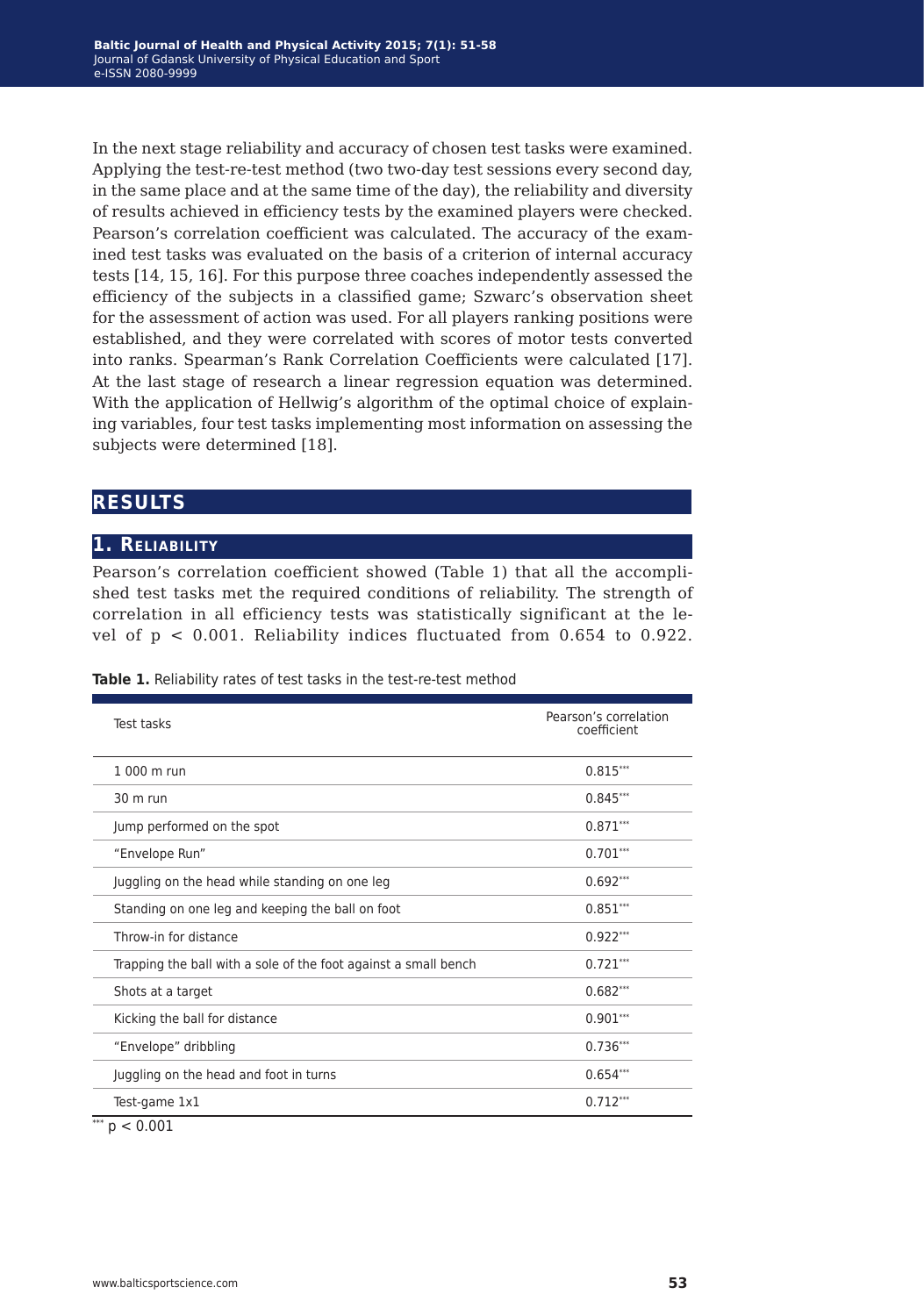In the next stage reliability and accuracy of chosen test tasks were examined. Applying the test-re-test method (two two-day test sessions every second day, in the same place and at the same time of the day), the reliability and diversity of results achieved in efficiency tests by the examined players were checked. Pearson's correlation coefficient was calculated. The accuracy of the examined test tasks was evaluated on the basis of a criterion of internal accuracy tests [14, 15, 16]. For this purpose three coaches independently assessed the efficiency of the subjects in a classified game; Szwarc's observation sheet for the assessment of action was used. For all players ranking positions were established, and they were correlated with scores of motor tests converted into ranks. Spearman's Rank Correlation Coefficients were calculated [17]. At the last stage of research a linear regression equation was determined. With the application of Hellwig's algorithm of the optimal choice of explaining variables, four test tasks implementing most information on assessing the subjects were determined [18].

# RESULTS

## 1. Reliability

Pearson's correlation coefficient showed (Table 1) that all the accomplished test tasks met the required conditions of reliability. The strength of correlation in all efficiency tests was statistically significant at the level of $p < 0.001$. Reliability indices fluctuated from 0.654 to 0.922.

**Table 1.** Reliability rates of test tasks in the test-re-test method

| Test tasks | Pearson's correlation coefficient |
|---|---|
| 1 000 m run | 0.815*** |
| 30 m run | 0.845*** |
| Jump performed on the spot | 0.871*** |
| "Envelope Run" | 0.701*** |
| Juggling on the head while standing on one leg | 0.692*** |
| Standing on one leg and keeping the ball on foot | 0.851*** |
| Throw-in for distance | 0.922*** |
| Trapping the ball with a sole of the foot against a small bench | 0.721*** |
| Shots at a target | 0.682*** |
| Kicking the ball for distance | 0.901*** |
| "Envelope" dribbling | 0.736*** |
| Juggling on the head and foot in turns | 0.654*** |
| Test-game 1x1 | 0.712*** |

*** $p < 0.001$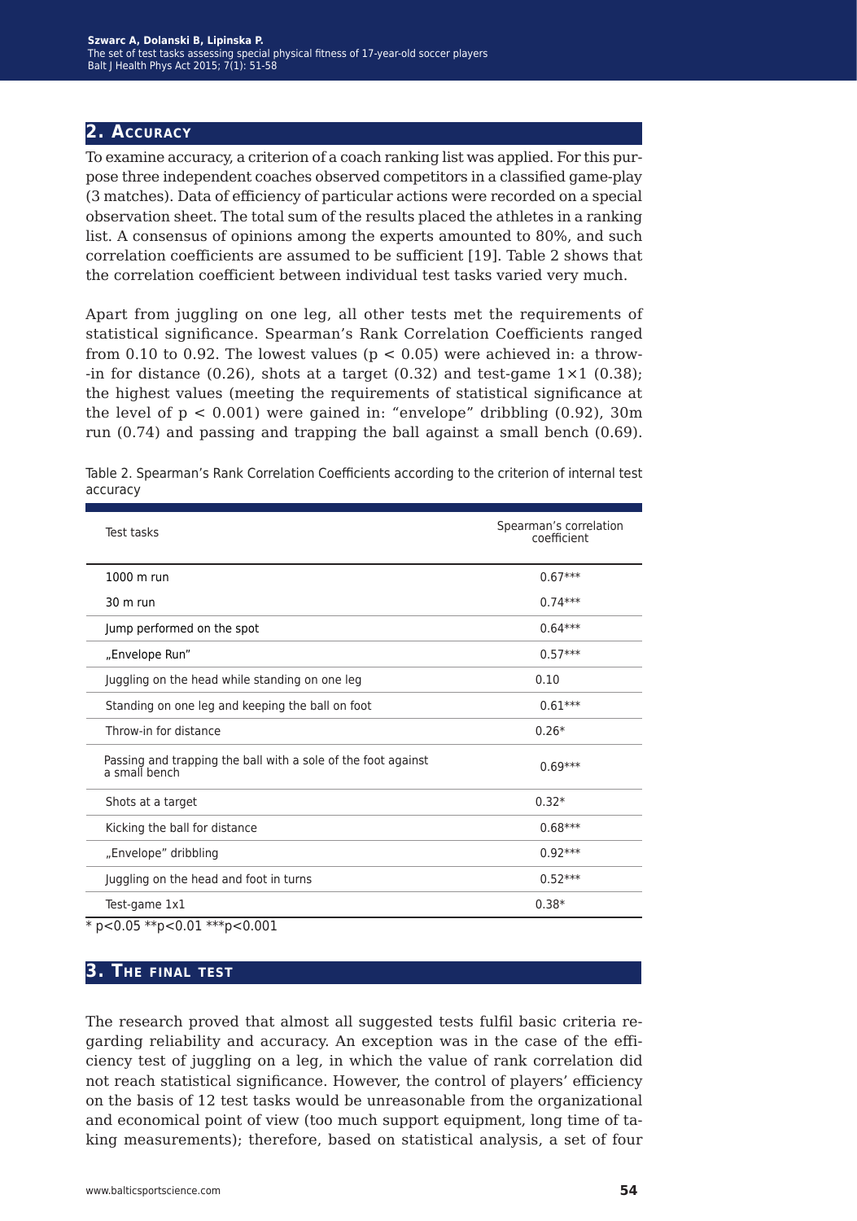## 2. Accuracy

To examine accuracy, a criterion of a coach ranking list was applied. For this purpose three independent coaches observed competitors in a classified game-play (3 matches). Data of efficiency of particular actions were recorded on a special observation sheet. The total sum of the results placed the athletes in a ranking list. A consensus of opinions among the experts amounted to 80%, and such correlation coefficients are assumed to be sufficient [19]. Table 2 shows that the correlation coefficient between individual test tasks varied very much.

Apart from juggling on one leg, all other tests met the requirements of statistical significance. Spearman's Rank Correlation Coefficients ranged from 0.10 to 0.92. The lowest values ($p < 0.05$) were achieved in: a throw-in for distance (0.26), shots at a target (0.32) and test-game 1×1 (0.38); the highest values (meeting the requirements of statistical significance at the level of $p < 0.001$) were gained in: "envelope" dribbling (0.92), 30m run (0.74) and passing and trapping the ball against a small bench (0.69).

Table 2. Spearman's Rank Correlation Coefficients according to the criterion of internal test accuracy

| Test tasks | Spearman's correlation coefficient |
|---|---|
| 1000 m run | 0.67*** |
| 30 m run | 0.74*** |
| Jump performed on the spot | 0.64*** |
| „Envelope Run" | 0.57*** |
| Juggling on the head while standing on one leg | 0.10 |
| Standing on one leg and keeping the ball on foot | 0.61*** |
| Throw-in for distance | 0.26* |
| Passing and trapping the ball with a sole of the foot against a small bench | 0.69*** |
| Shots at a target | 0.32* |
| Kicking the ball for distance | 0.68*** |
| „Envelope" dribbling | 0.92*** |
| Juggling on the head and foot in turns | 0.52*** |
| Test-game 1x1 | 0.38* |

* p<0.05 **p<0.01 ***p<0.001

## 3. The final test

The research proved that almost all suggested tests fulfil basic criteria regarding reliability and accuracy. An exception was in the case of the efficiency test of juggling on a leg, in which the value of rank correlation did not reach statistical significance. However, the control of players' efficiency on the basis of 12 test tasks would be unreasonable from the organizational and economical point of view (too much support equipment, long time of taking measurements); therefore, based on statistical analysis, a set of four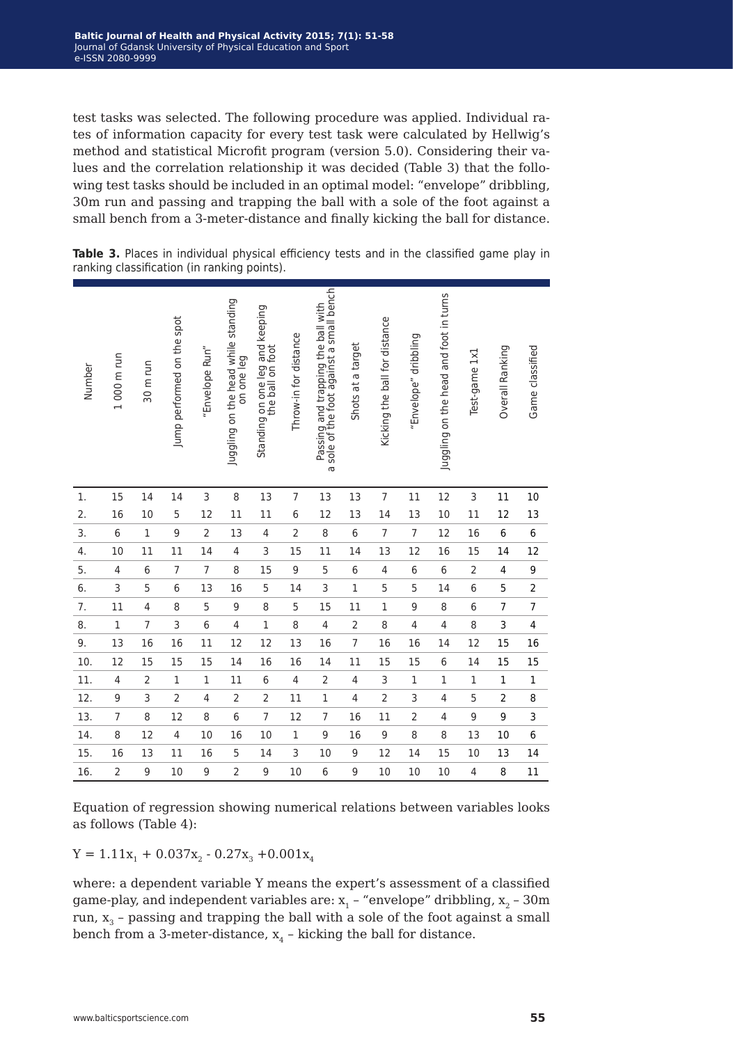test tasks was selected. The following procedure was applied. Individual rates of information capacity for every test task were calculated by Hellwig's method and statistical Microfit program (version 5.0). Considering their values and the correlation relationship it was decided (Table 3) that the following test tasks should be included in an optimal model: "envelope" dribbling, 30m run and passing and trapping the ball with a sole of the foot against a small bench from a 3-meter-distance and finally kicking the ball for distance.

**Table 3.** Places in individual physical efficiency tests and in the classified game play in ranking classification (in ranking points).

| Number | 1 000 m run | 30 m run | Jump performed on the spot | "Envelope Run" | Juggling on the head while standing on one leg | Standing on one leg and keeping the ball on foot | Throw-in for distance | Passing and trapping the ball with a sole of the foot against a small bench | Shots at a target | Kicking the ball for distance | "Envelope" dribbling | Juggling on the head and foot in turns | Test-game 1x1 | Overall Ranking | Game classified |
|---|---|---|---|---|---|---|---|---|---|---|---|---|---|---|---|
| 1. | 15 | 14 | 14 | 3 | 8 | 13 | 7 | 13 | 13 | 7 | 11 | 12 | 3 | 11 | 10 |
| 2. | 16 | 10 | 5 | 12 | 11 | 11 | 6 | 12 | 13 | 14 | 13 | 10 | 11 | 12 | 13 |
| 3. | 6 | 1 | 9 | 2 | 13 | 4 | 2 | 8 | 6 | 7 | 7 | 12 | 16 | 6 | 6 |
| 4. | 10 | 11 | 11 | 14 | 4 | 3 | 15 | 11 | 14 | 13 | 12 | 16 | 15 | 14 | 12 |
| 5. | 4 | 6 | 7 | 7 | 8 | 15 | 9 | 5 | 6 | 4 | 6 | 6 | 2 | 4 | 9 |
| 6. | 3 | 5 | 6 | 13 | 16 | 5 | 14 | 3 | 1 | 5 | 5 | 14 | 6 | 5 | 2 |
| 7. | 11 | 4 | 8 | 5 | 9 | 8 | 5 | 15 | 11 | 1 | 9 | 8 | 6 | 7 | 7 |
| 8. | 1 | 7 | 3 | 6 | 4 | 1 | 8 | 4 | 2 | 8 | 4 | 4 | 8 | 3 | 4 |
| 9. | 13 | 16 | 16 | 11 | 12 | 12 | 13 | 16 | 7 | 16 | 16 | 14 | 12 | 15 | 16 |
| 10. | 12 | 15 | 15 | 15 | 14 | 16 | 16 | 14 | 11 | 15 | 15 | 6 | 14 | 15 | 15 |
| 11. | 4 | 2 | 1 | 1 | 11 | 6 | 4 | 2 | 4 | 3 | 1 | 1 | 1 | 1 | 1 |
| 12. | 9 | 3 | 2 | 4 | 2 | 2 | 11 | 1 | 4 | 2 | 3 | 4 | 5 | 2 | 8 |
| 13. | 7 | 8 | 12 | 8 | 6 | 7 | 12 | 7 | 16 | 11 | 2 | 4 | 9 | 9 | 3 |
| 14. | 8 | 12 | 4 | 10 | 16 | 10 | 1 | 9 | 16 | 9 | 8 | 8 | 13 | 10 | 6 |
| 15. | 16 | 13 | 11 | 16 | 5 | 14 | 3 | 10 | 9 | 12 | 14 | 15 | 10 | 13 | 14 |
| 16. | 2 | 9 | 10 | 9 | 2 | 9 | 10 | 6 | 9 | 10 | 10 | 10 | 4 | 8 | 11 |

Equation of regression showing numerical relations between variables looks as follows (Table 4):

$$Y = 1.11x_1 + 0.037x_2 - 0.27x_3 + 0.001x_4$$

where: a dependent variable Y means the expert's assessment of a classified game-play, and independent variables are: $x_1$ – "envelope" dribbling, $x_2$ – 30m run, $x_3$ – passing and trapping the ball with a sole of the foot against a small bench from a 3-meter-distance, $x_4$ – kicking the ball for distance.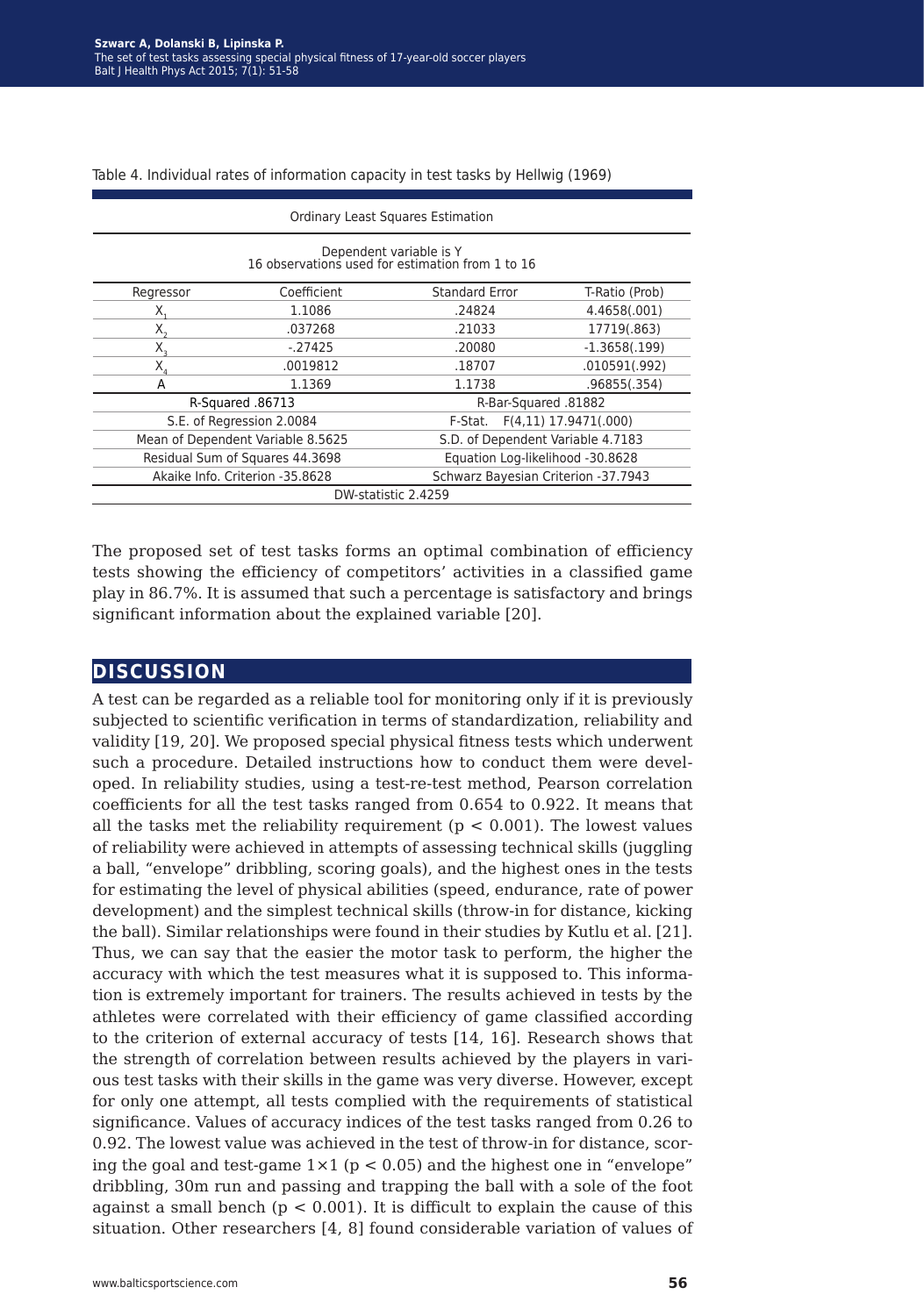Table 4. Individual rates of information capacity in test tasks by Hellwig (1969)

| Ordinary Least Squares Estimation | | | |
|---|---|---|---|
| Dependent variable is Y<br>16 observations used for estimation from 1 to 16 | | | |
| Regressor | Coefficient | Standard Error | T-Ratio (Prob) |
| $X_1$ | 1.1086 | .24824 | 4.4658(.001) |
| $X_2$ | .037268 | .21033 | 17719(.863) |
| $X_3$ | -.27425 | .20080 | -1.3658(.199) |
| $X_4$ | .0019812 | .18707 | .010591(.992) |
| A | 1.1369 | 1.1738 | .96855(.354) |
| R-Squared .86713 | | R-Bar-Squared .81882 | |
| S.E. of Regression 2.0084 | | F-Stat. F(4,11) 17.9471(.000) | |
| Mean of Dependent Variable 8.5625 | | S.D. of Dependent Variable 4.7183 | |
| Residual Sum of Squares 44.3698 | | Equation Log-likelihood -30.8628 | |
| Akaike Info. Criterion -35.8628 | | Schwarz Bayesian Criterion -37.7943 | |
| DW-statistic 2.4259 | | | |

The proposed set of test tasks forms an optimal combination of efficiency tests showing the efficiency of competitors' activities in a classified game play in 86.7%. It is assumed that such a percentage is satisfactory and brings significant information about the explained variable [20].

## DISCUSSION

A test can be regarded as a reliable tool for monitoring only if it is previously subjected to scientific verification in terms of standardization, reliability and validity [19, 20]. We proposed special physical fitness tests which underwent such a procedure. Detailed instructions how to conduct them were developed. In reliability studies, using a test-re-test method, Pearson correlation coefficients for all the test tasks ranged from 0.654 to 0.922. It means that all the tasks met the reliability requirement ($p < 0.001$). The lowest values of reliability were achieved in attempts of assessing technical skills (juggling a ball, "envelope" dribbling, scoring goals), and the highest ones in the tests for estimating the level of physical abilities (speed, endurance, rate of power development) and the simplest technical skills (throw-in for distance, kicking the ball). Similar relationships were found in their studies by Kutlu et al. [21]. Thus, we can say that the easier the motor task to perform, the higher the accuracy with which the test measures what it is supposed to. This information is extremely important for trainers. The results achieved in tests by the athletes were correlated with their efficiency of game classified according to the criterion of external accuracy of tests [14, 16]. Research shows that the strength of correlation between results achieved by the players in various test tasks with their skills in the game was very diverse. However, except for only one attempt, all tests complied with the requirements of statistical significance. Values of accuracy indices of the test tasks ranged from 0.26 to 0.92. The lowest value was achieved in the test of throw-in for distance, scoring the goal and test-game 1×1 ($p < 0.05$) and the highest one in "envelope" dribbling, 30m run and passing and trapping the ball with a sole of the foot against a small bench ($p < 0.001$). It is difficult to explain the cause of this situation. Other researchers [4, 8] found considerable variation of values of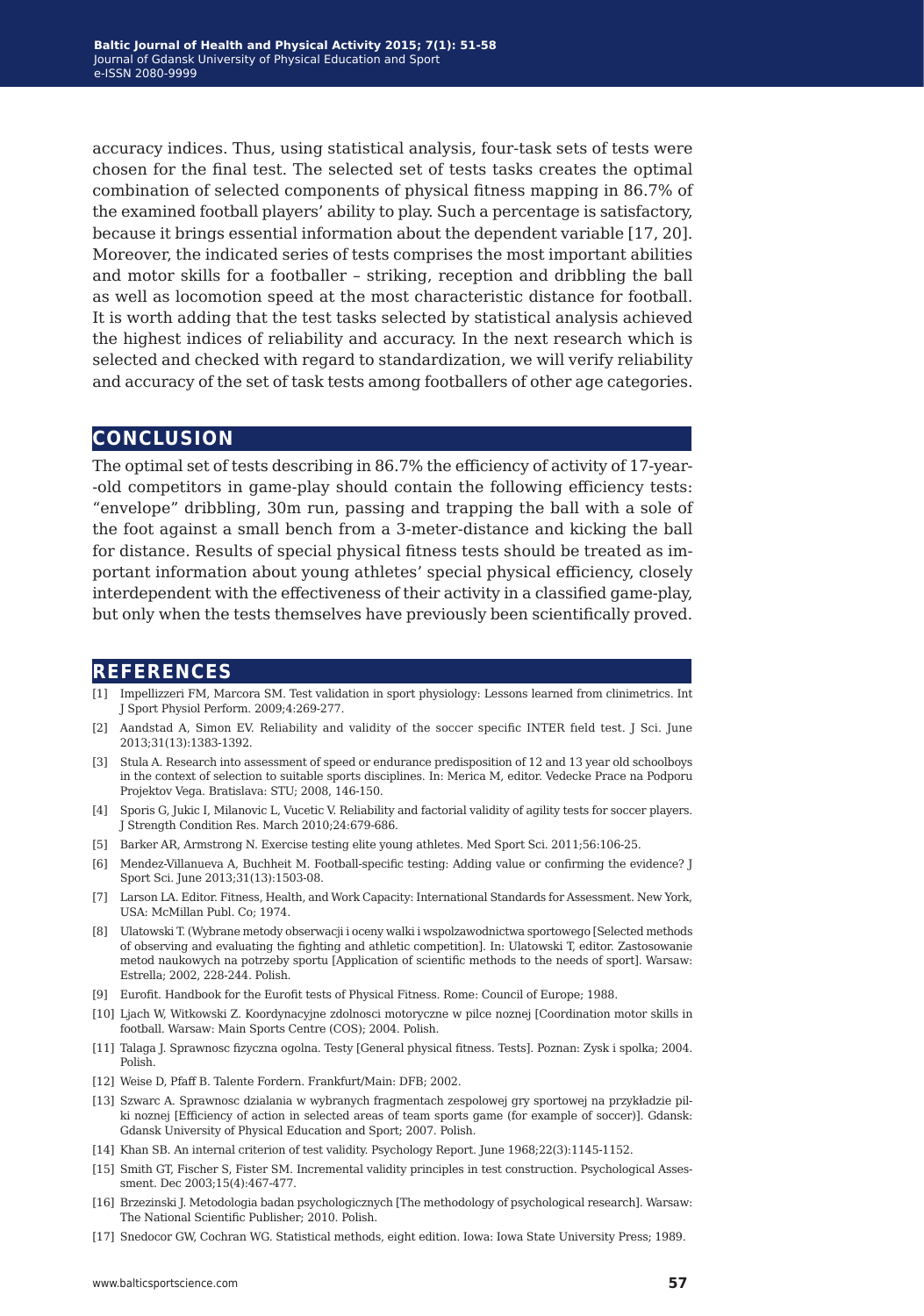accuracy indices. Thus, using statistical analysis, four-task sets of tests were chosen for the final test. The selected set of tests tasks creates the optimal combination of selected components of physical fitness mapping in 86.7% of the examined football players' ability to play. Such a percentage is satisfactory, because it brings essential information about the dependent variable [17, 20]. Moreover, the indicated series of tests comprises the most important abilities and motor skills for a footballer – striking, reception and dribbling the ball as well as locomotion speed at the most characteristic distance for football. It is worth adding that the test tasks selected by statistical analysis achieved the highest indices of reliability and accuracy. In the next research which is selected and checked with regard to standardization, we will verify reliability and accuracy of the set of task tests among footballers of other age categories.

## CONCLUSION

The optimal set of tests describing in 86.7% the efficiency of activity of 17-year-old competitors in game-play should contain the following efficiency tests: "envelope" dribbling, 30m run, passing and trapping the ball with a sole of the foot against a small bench from a 3-meter-distance and kicking the ball for distance. Results of special physical fitness tests should be treated as important information about young athletes' special physical efficiency, closely interdependent with the effectiveness of their activity in a classified game-play, but only when the tests themselves have previously been scientifically proved.

## REFERENCES

[1] Impellizzeri FM, Marcora SM. Test validation in sport physiology: Lessons learned from clinimetrics. Int J Sport Physiol Perform. 2009;4:269-277.

[2] Aandstad A, Simon EV. Reliability and validity of the soccer specific INTER field test. J Sci. June 2013;31(13):1383-1392.

[3] Stula A. Research into assessment of speed or endurance predisposition of 12 and 13 year old schoolboys in the context of selection to suitable sports disciplines. In: Merica M, editor. Vedecke Prace na Podporu Projektov Vega. Bratislava: STU; 2008, 146-150.

[4] Sporis G, Jukic I, Milanovic L, Vucetic V. Reliability and factorial validity of agility tests for soccer players. J Strength Condition Res. March 2010;24:679-686.

[5] Barker AR, Armstrong N. Exercise testing elite young athletes. Med Sport Sci. 2011;56:106-25.

[6] Mendez-Villanueva A, Buchheit M. Football-specific testing: Adding value or confirming the evidence? J Sport Sci. June 2013;31(13):1503-08.

[7] Larson LA. Editor. Fitness, Health, and Work Capacity: International Standards for Assessment. New York, USA: McMillan Publ. Co; 1974.

[8] Ulatowski T. (Wybrane metody obserwacji i oceny walki i wspolzawodnictwa sportowego [Selected methods of observing and evaluating the fighting and athletic competition]. In: Ulatowski T, editor. Zastosowanie metod naukowych na potrzeby sportu [Application of scientific methods to the needs of sport]. Warsaw: Estrella; 2002, 228-244. Polish.

[9] Eurofit. Handbook for the Eurofit tests of Physical Fitness. Rome: Council of Europe; 1988.

[10] Ljach W, Witkowski Z. Koordynacyjne zdolnosci motoryczne w pilce noznej [Coordination motor skills in football. Warsaw: Main Sports Centre (COS); 2004. Polish.

[11] Talaga J. Sprawnosc fizyczna ogolna. Testy [General physical fitness. Tests]. Poznan: Zysk i spolka; 2004. Polish.

[12] Weise D, Pfaff B. Talente Fordern. Frankfurt/Main: DFB; 2002.

[13] Szwarc A. Sprawnosc dzialania w wybranych fragmentach zespolowej gry sportowej na przykładzie pilki noznej [Efficiency of action in selected areas of team sports game (for example of soccer)]. Gdansk: Gdansk University of Physical Education and Sport; 2007. Polish.

[14] Khan SB. An internal criterion of test validity. Psychology Report. June 1968;22(3):1145-1152.

[15] Smith GT, Fischer S, Fister SM. Incremental validity principles in test construction. Psychological Assessment. Dec 2003;15(4):467-477.

[16] Brzezinski J. Metodologia badan psychologicznych [The methodology of psychological research]. Warsaw: The National Scientific Publisher; 2010. Polish.

[17] Snedocor GW, Cochran WG. Statistical methods, eight edition. Iowa: Iowa State University Press; 1989.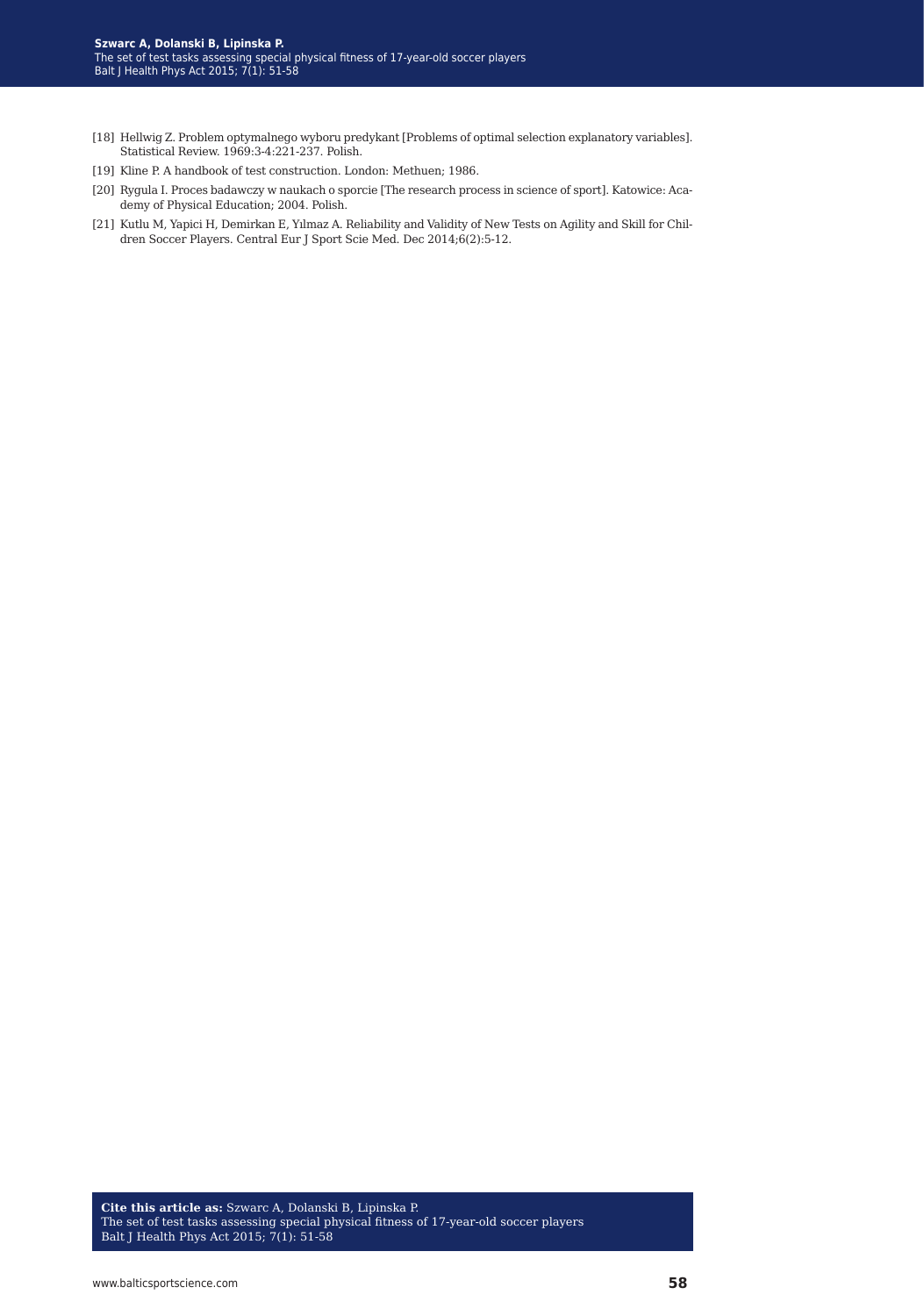[18] Hellwig Z. Problem optymalnego wyboru predykant [Problems of optimal selection explanatory variables]. Statistical Review. 1969:3-4:221-237. Polish.

[19] Kline P. A handbook of test construction. London: Methuen; 1986.

[20] Rygula I. Proces badawczy w naukach o sporcie [The research process in science of sport]. Katowice: Academy of Physical Education; 2004. Polish.

[21] Kutlu M, Yapici H, Demirkan E, Yılmaz A. Reliability and Validity of New Tests on Agility and Skill for Children Soccer Players. Central Eur J Sport Scie Med. Dec 2014;6(2):5-12.

**Cite this article as:** Szwarc A, Dolanski B, Lipinska P.
The set of test tasks assessing special physical fitness of 17-year-old soccer players
Balt J Health Phys Act 2015; 7(1): 51-58